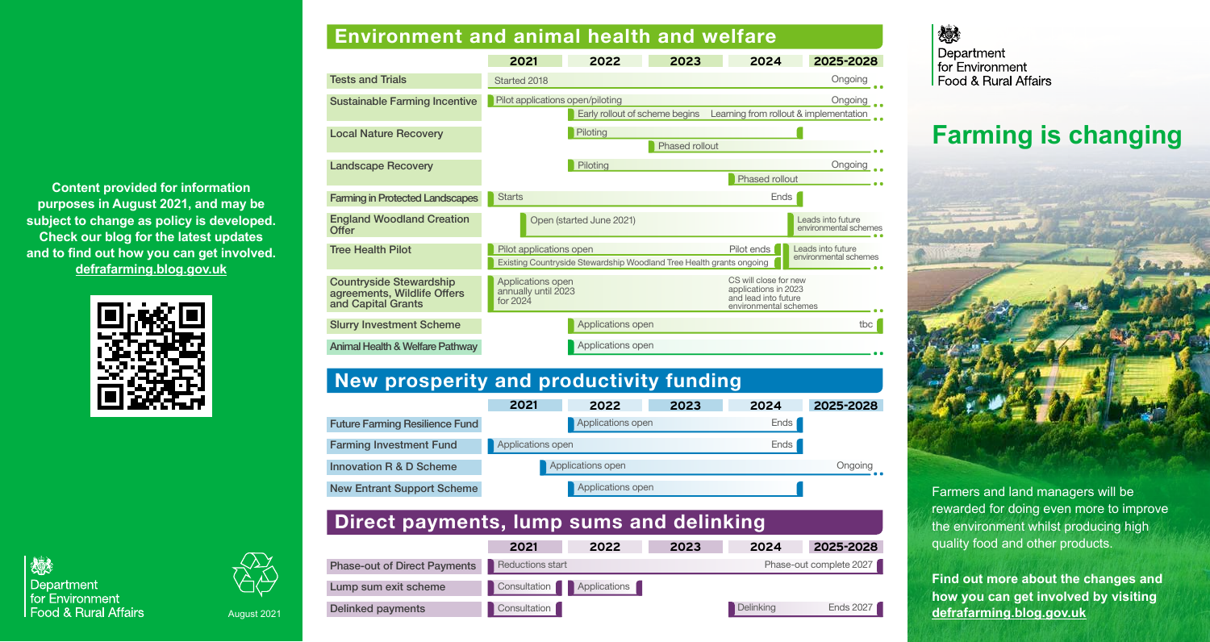Content provided for information purposes in August 2021, and may be subject to change as policy is developed. Check our blog for the latest updates and to find out how you can get involved. **defrafarming.blog.gov.uk**

Department for Environment Food & Rural Affairs

August 2021

## Environment and animal health and welfare

| | 2021 | 2022 | 2023 | 2024 | 2025-2028 |
|---|---|---|---|---|---|
| Tests and Trials | Started 2018 | | | | Ongoing |
| Sustainable Farming Incentive | Pilot applications open/piloting | | | | Ongoing |
| | | Early rollout of scheme begins | | Learning from rollout & implementation | |
| Local Nature Recovery | | Piloting | | | |
| | | | Phased rollout | | |
| Landscape Recovery | | Piloting | | | Ongoing |
| | | | | Phased rollout | |
| Farming in Protected Landscapes | Starts | | | Ends | |
| England Woodland Creation Offer | Open (started June 2021) | | | | Leads into future environmental schemes |
| Tree Health Pilot | Pilot applications open | | | Pilot ends | Leads into future environmental schemes |
| | Existing Countryside Stewardship Woodland Tree Health grants ongoing | | | | |
| Countryside Stewardship agreements, Wildlife Offers and Capital Grants | Applications open annually until 2023 for 2024 | | | CS will close for new applications in 2023 and lead into future environmental schemes | |
| Slurry Investment Scheme | | Applications open | | | tbc |
| Animal Health & Welfare Pathway | | Applications open | | | |

## New prosperity and productivity funding

| | 2021 | 2022 | 2023 | 2024 | 2025-2028 |
|---|---|---|---|---|---|
| Future Farming Resilience Fund | | Applications open | | Ends | |
| Farming Investment Fund | Applications open | | | Ends | |
| Innovation R & D Scheme | | Applications open | | | Ongoing |
| New Entrant Support Scheme | | Applications open | | | |

## Direct payments, lump sums and delinking

| | 2021 | 2022 | 2023 | 2024 | 2025-2028 |
|---|---|---|---|---|---|
| Phase-out of Direct Payments | Reductions start | | | | Phase-out complete 2027 |
| Lump sum exit scheme | Consultation | Applications | | | |
| Delinked payments | Consultation | | | Delinking | Ends 2027 |

Department for Environment Food & Rural Affairs

# Farming is changing

Farmers and land managers will be rewarded for doing even more to improve the environment whilst producing high quality food and other products.

**Find out more about the changes and how you can get involved by visiting defrafarming.blog.gov.uk**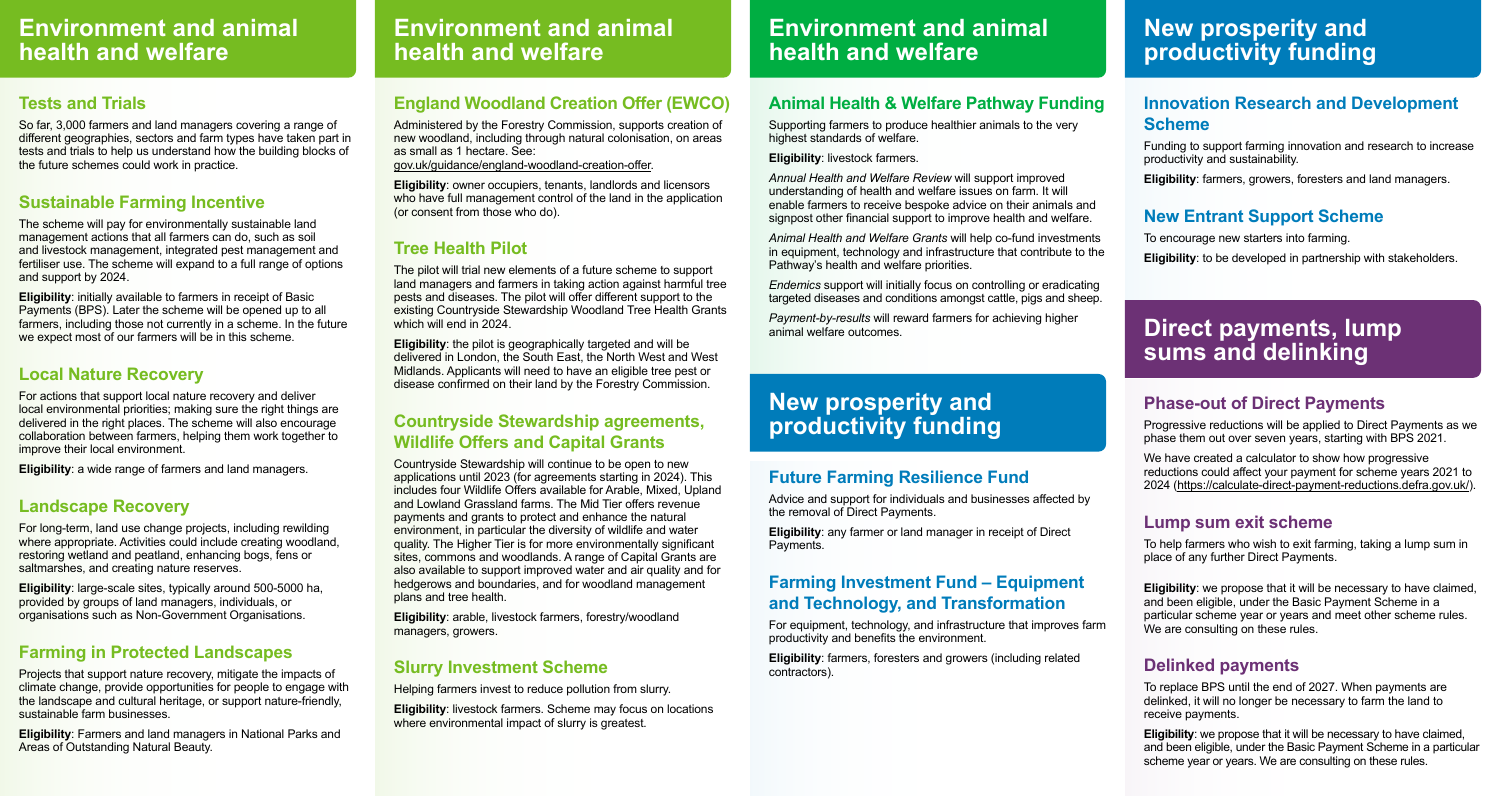# Environment and animal health and welfare

## Tests and Trials

So far, 3,000 farmers and land managers covering a range of different geographies, sectors and farm types have taken part in tests and trials to help us understand how the building blocks of the future schemes could work in practice.

## Sustainable Farming Incentive

The scheme will pay for environmentally sustainable land management actions that all farmers can do, such as soil and livestock management, integrated pest management and fertiliser use. The scheme will expand to a full range of options and support by 2024.

**Eligibility**: initially available to farmers in receipt of Basic Payments (BPS). Later the scheme will be opened up to all farmers, including those not currently in a scheme. In the future we expect most of our farmers will be in this scheme.

## Local Nature Recovery

For actions that support local nature recovery and deliver local environmental priorities; making sure the right things are delivered in the right places. The scheme will also encourage collaboration between farmers, helping them work together to improve their local environment.

**Eligibility**: a wide range of farmers and land managers.

## Landscape Recovery

For long-term, land use change projects, including rewilding where appropriate. Activities could include creating woodland, restoring wetland and peatland, enhancing bogs, fens or saltmarshes, and creating nature reserves.

**Eligibility**: large-scale sites, typically around 500-5000 ha, provided by groups of land managers, individuals, or organisations such as Non-Government Organisations.

## Farming in Protected Landscapes

Projects that support nature recovery, mitigate the impacts of climate change, provide opportunities for people to engage with the landscape and cultural heritage, or support nature-friendly, sustainable farm businesses.

**Eligibility**: Farmers and land managers in National Parks and Areas of Outstanding Natural Beauty.

# Environment and animal health and welfare

## England Woodland Creation Offer (EWCO)

Administered by the Forestry Commission, supports creation of new woodland, including through natural colonisation, on areas as small as 1 hectare. See: gov.uk/guidance/england-woodland-creation-offer.

**Eligibility**: owner occupiers, tenants, landlords and licensors who have full management control of the land in the application (or consent from those who do).

## Tree Health Pilot

The pilot will trial new elements of a future scheme to support land managers and farmers in taking action against harmful tree pests and diseases. The pilot will offer different support to the existing Countryside Stewardship Woodland Tree Health Grants which will end in 2024.

**Eligibility**: the pilot is geographically targeted and will be delivered in London, the South East, the North West and West Midlands. Applicants will need to have an eligible tree pest or disease confirmed on their land by the Forestry Commission.

## Countryside Stewardship agreements, Wildlife Offers and Capital Grants

Countryside Stewardship will continue to be open to new applications until 2023 (for agreements starting in 2024). This includes four Wildlife Offers available for Arable, Mixed, Upland and Lowland Grassland farms. The Mid Tier offers revenue payments and grants to protect and enhance the natural environment, in particular the diversity of wildlife and water quality. The Higher Tier is for more environmentally significant sites, commons and woodlands. A range of Capital Grants are also available to support improved water and air quality and for hedgerows and boundaries, and for woodland management plans and tree health.

**Eligibility**: arable, livestock farmers, forestry/woodland managers, growers.

## Slurry Investment Scheme

Helping farmers invest to reduce pollution from slurry.

**Eligibility**: livestock farmers. Scheme may focus on locations where environmental impact of slurry is greatest.

# Environment and animal health and welfare

## Animal Health & Welfare Pathway Funding

Supporting farmers to produce healthier animals to the very highest standards of welfare.

**Eligibility**: livestock farmers.

*Annual Health and Welfare Review* will support improved understanding of health and welfare issues on farm. It will enable farmers to receive bespoke advice on their animals and signpost other financial support to improve health and welfare.

*Animal Health and Welfare Grants* will help co-fund investments in equipment, technology and infrastructure that contribute to the Pathway's health and welfare priorities.

*Endemics* support will initially focus on controlling or eradicating targeted diseases and conditions amongst cattle, pigs and sheep.

*Payment-by-results* will reward farmers for achieving higher animal welfare outcomes.

# New prosperity and productivity funding

## Future Farming Resilience Fund

Advice and support for individuals and businesses affected by the removal of Direct Payments.

**Eligibility**: any farmer or land manager in receipt of Direct Payments.

## Farming Investment Fund – Equipment and Technology, and Transformation

For equipment, technology, and infrastructure that improves farm productivity and benefits the environment.

**Eligibility**: farmers, foresters and growers (including related contractors).

# New prosperity and productivity funding

## Innovation Research and Development Scheme

Funding to support farming innovation and research to increase productivity and sustainability.

**Eligibility**: farmers, growers, foresters and land managers.

## New Entrant Support Scheme

To encourage new starters into farming.

**Eligibility**: to be developed in partnership with stakeholders.

# Direct payments, lump sums and delinking

## Phase-out of Direct Payments

Progressive reductions will be applied to Direct Payments as we phase them out over seven years, starting with BPS 2021.

We have created a calculator to show how progressive reductions could affect your payment for scheme years 2021 to 2024 (https://calculate-direct-payment-reductions.defra.gov.uk/).

## Lump sum exit scheme

To help farmers who wish to exit farming, taking a lump sum in place of any further Direct Payments.

**Eligibility**: we propose that it will be necessary to have claimed, and been eligible, under the Basic Payment Scheme in a particular scheme year or years and meet other scheme rules. We are consulting on these rules.

## Delinked payments

To replace BPS until the end of 2027. When payments are delinked, it will no longer be necessary to farm the land to receive payments.

**Eligibility**: we propose that it will be necessary to have claimed, and been eligible, under the Basic Payment Scheme in a particular scheme year or years. We are consulting on these rules.